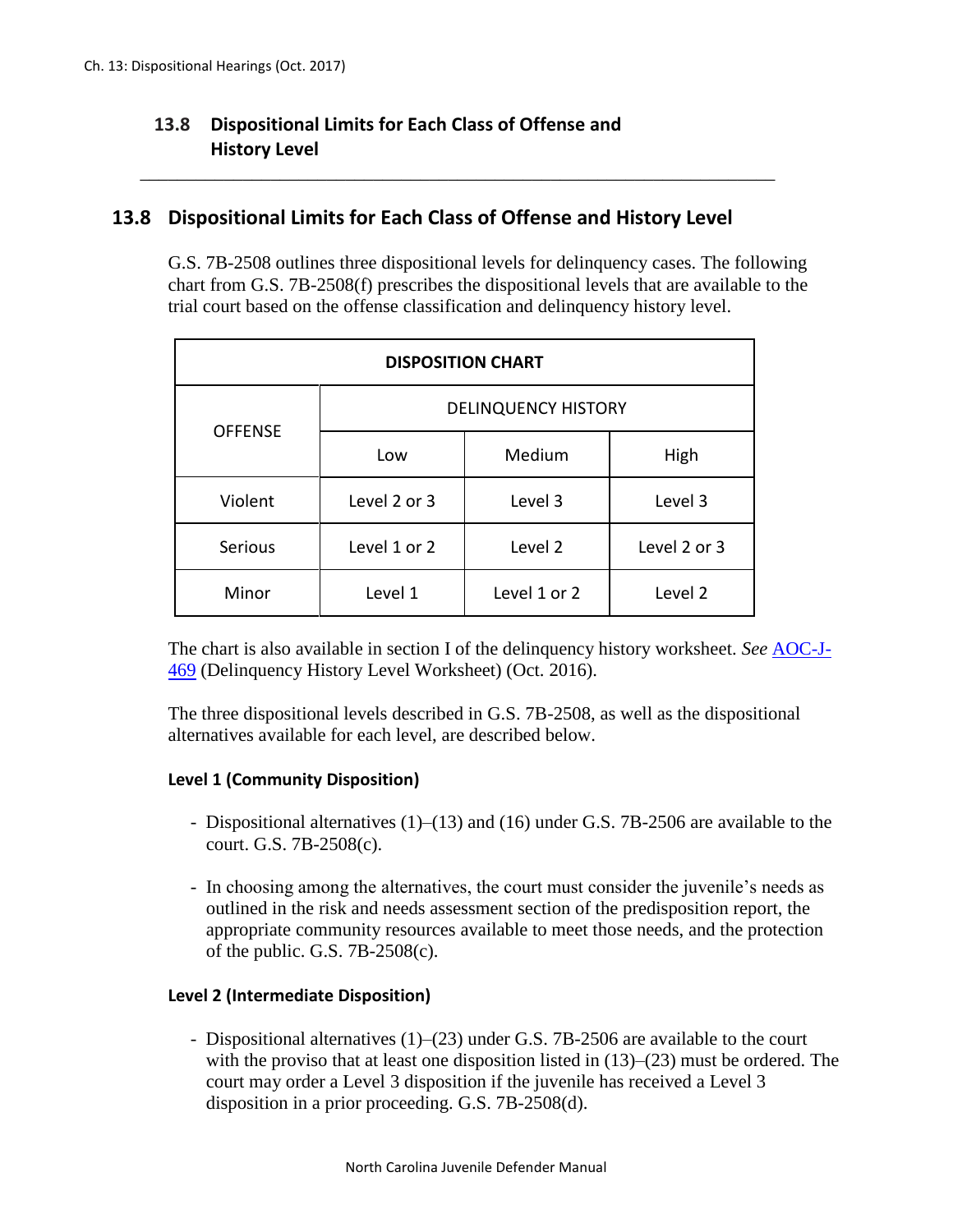## 13.8 Dispositional Limits for Each Class of Offense and History Level

G.S. 7B-2508 outlines three dispositional levels for delinquency cases. The following chart from G.S. 7B-2508(f) prescribes the dispositional levels that are available to the trial court based on the offense classification and delinquency history level.

| DISPOSITION CHART | | | |
|---|---|---|---|
| OFFENSE | DELINQUENCY HISTORY | | |
| | Low | Medium | High |
| Violent | Level 2 or 3 | Level 3 | Level 3 |
| Serious | Level 1 or 2 | Level 2 | Level 2 or 3 |
| Minor | Level 1 | Level 1 or 2 | Level 2 |

The chart is also available in section I of the delinquency history worksheet. *See* AOC-J-469 (Delinquency History Level Worksheet) (Oct. 2016).

The three dispositional levels described in G.S. 7B-2508, as well as the dispositional alternatives available for each level, are described below.

### Level 1 (Community Disposition)

- Dispositional alternatives (1)–(13) and (16) under G.S. 7B-2506 are available to the court. G.S. 7B-2508(c).

- In choosing among the alternatives, the court must consider the juvenile's needs as outlined in the risk and needs assessment section of the predisposition report, the appropriate community resources available to meet those needs, and the protection of the public. G.S. 7B-2508(c).

### Level 2 (Intermediate Disposition)

- Dispositional alternatives (1)–(23) under G.S. 7B-2506 are available to the court with the proviso that at least one disposition listed in (13)–(23) must be ordered. The court may order a Level 3 disposition if the juvenile has received a Level 3 disposition in a prior proceeding. G.S. 7B-2508(d).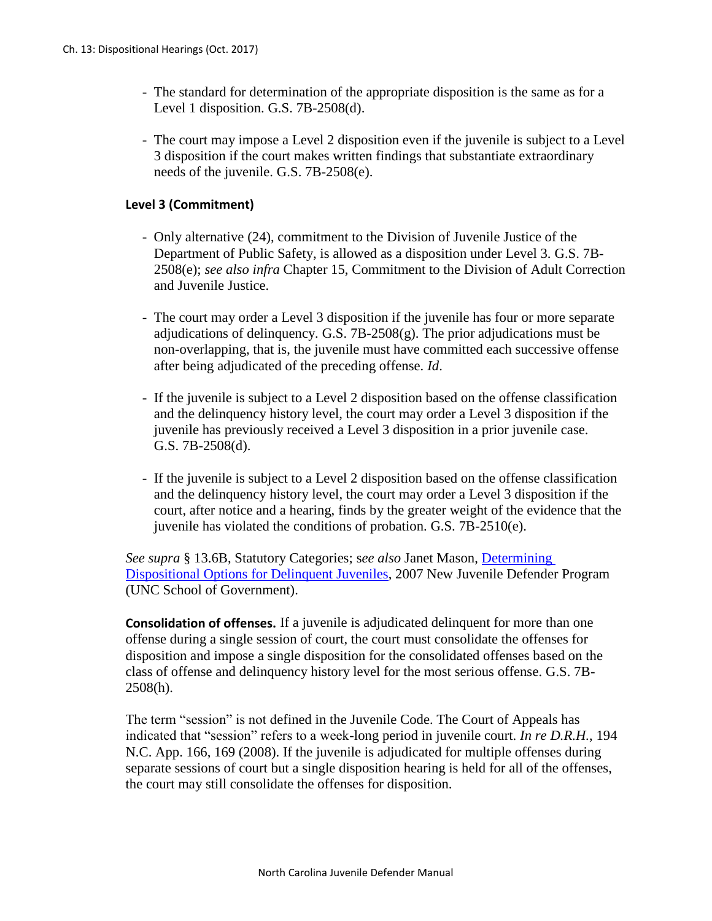- The standard for determination of the appropriate disposition is the same as for a Level 1 disposition. G.S. 7B-2508(d).

- The court may impose a Level 2 disposition even if the juvenile is subject to a Level 3 disposition if the court makes written findings that substantiate extraordinary needs of the juvenile. G.S. 7B-2508(e).

**Level 3 (Commitment)**

- Only alternative (24), commitment to the Division of Juvenile Justice of the Department of Public Safety, is allowed as a disposition under Level 3. G.S. 7B-2508(e); *see also infra* Chapter 15, Commitment to the Division of Adult Correction and Juvenile Justice.

- The court may order a Level 3 disposition if the juvenile has four or more separate adjudications of delinquency. G.S. 7B-2508(g). The prior adjudications must be non-overlapping, that is, the juvenile must have committed each successive offense after being adjudicated of the preceding offense. *Id*.

- If the juvenile is subject to a Level 2 disposition based on the offense classification and the delinquency history level, the court may order a Level 3 disposition if the juvenile has previously received a Level 3 disposition in a prior juvenile case. G.S. 7B-2508(d).

- If the juvenile is subject to a Level 2 disposition based on the offense classification and the delinquency history level, the court may order a Level 3 disposition if the court, after notice and a hearing, finds by the greater weight of the evidence that the juvenile has violated the conditions of probation. G.S. 7B-2510(e).

*See supra* § 13.6B, Statutory Categories; s*ee also* Janet Mason, [Determining Dispositional Options for Delinquent Juveniles](), 2007 New Juvenile Defender Program (UNC School of Government).

**Consolidation of offenses.** If a juvenile is adjudicated delinquent for more than one offense during a single session of court, the court must consolidate the offenses for disposition and impose a single disposition for the consolidated offenses based on the class of offense and delinquency history level for the most serious offense. G.S. 7B-2508(h).

The term "session" is not defined in the Juvenile Code. The Court of Appeals has indicated that "session" refers to a week-long period in juvenile court. *In re D.R.H.*, 194 N.C. App. 166, 169 (2008). If the juvenile is adjudicated for multiple offenses during separate sessions of court but a single disposition hearing is held for all of the offenses, the court may still consolidate the offenses for disposition.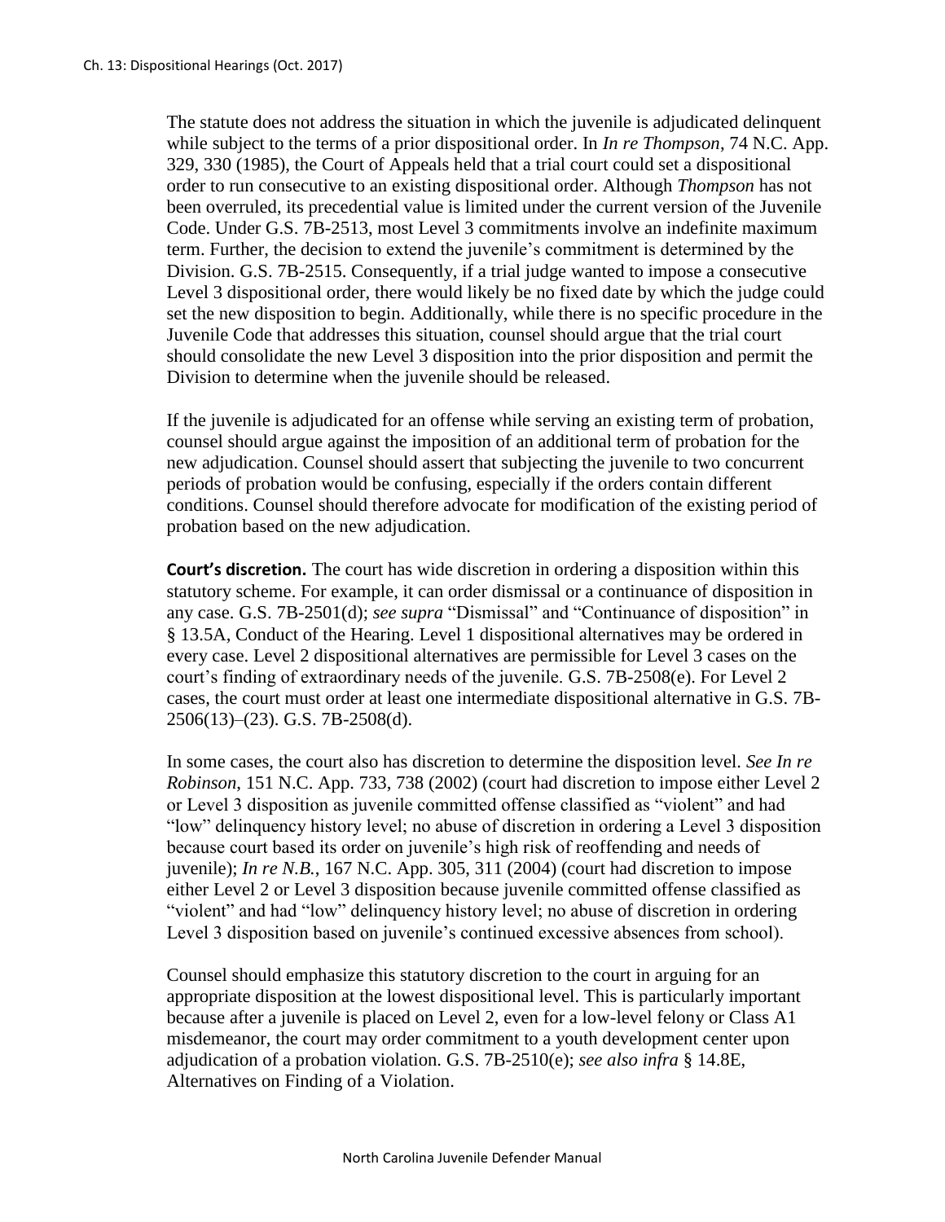The statute does not address the situation in which the juvenile is adjudicated delinquent while subject to the terms of a prior dispositional order. In *In re Thompson*, 74 N.C. App. 329, 330 (1985), the Court of Appeals held that a trial court could set a dispositional order to run consecutive to an existing dispositional order. Although *Thompson* has not been overruled, its precedential value is limited under the current version of the Juvenile Code. Under G.S. 7B-2513, most Level 3 commitments involve an indefinite maximum term. Further, the decision to extend the juvenile's commitment is determined by the Division. G.S. 7B-2515. Consequently, if a trial judge wanted to impose a consecutive Level 3 dispositional order, there would likely be no fixed date by which the judge could set the new disposition to begin. Additionally, while there is no specific procedure in the Juvenile Code that addresses this situation, counsel should argue that the trial court should consolidate the new Level 3 disposition into the prior disposition and permit the Division to determine when the juvenile should be released.

If the juvenile is adjudicated for an offense while serving an existing term of probation, counsel should argue against the imposition of an additional term of probation for the new adjudication. Counsel should assert that subjecting the juvenile to two concurrent periods of probation would be confusing, especially if the orders contain different conditions. Counsel should therefore advocate for modification of the existing period of probation based on the new adjudication.

**Court's discretion.** The court has wide discretion in ordering a disposition within this statutory scheme. For example, it can order dismissal or a continuance of disposition in any case. G.S. 7B-2501(d); *see supra* "Dismissal" and "Continuance of disposition" in § 13.5A, Conduct of the Hearing. Level 1 dispositional alternatives may be ordered in every case. Level 2 dispositional alternatives are permissible for Level 3 cases on the court's finding of extraordinary needs of the juvenile. G.S. 7B-2508(e). For Level 2 cases, the court must order at least one intermediate dispositional alternative in G.S. 7B-2506(13)–(23). G.S. 7B-2508(d).

In some cases, the court also has discretion to determine the disposition level. *See In re Robinson*, 151 N.C. App. 733, 738 (2002) (court had discretion to impose either Level 2 or Level 3 disposition as juvenile committed offense classified as "violent" and had "low" delinquency history level; no abuse of discretion in ordering a Level 3 disposition because court based its order on juvenile's high risk of reoffending and needs of juvenile); *In re N.B.*, 167 N.C. App. 305, 311 (2004) (court had discretion to impose either Level 2 or Level 3 disposition because juvenile committed offense classified as "violent" and had "low" delinquency history level; no abuse of discretion in ordering Level 3 disposition based on juvenile's continued excessive absences from school).

Counsel should emphasize this statutory discretion to the court in arguing for an appropriate disposition at the lowest dispositional level. This is particularly important because after a juvenile is placed on Level 2, even for a low-level felony or Class A1 misdemeanor, the court may order commitment to a youth development center upon adjudication of a probation violation. G.S. 7B-2510(e); *see also infra* § 14.8E, Alternatives on Finding of a Violation.